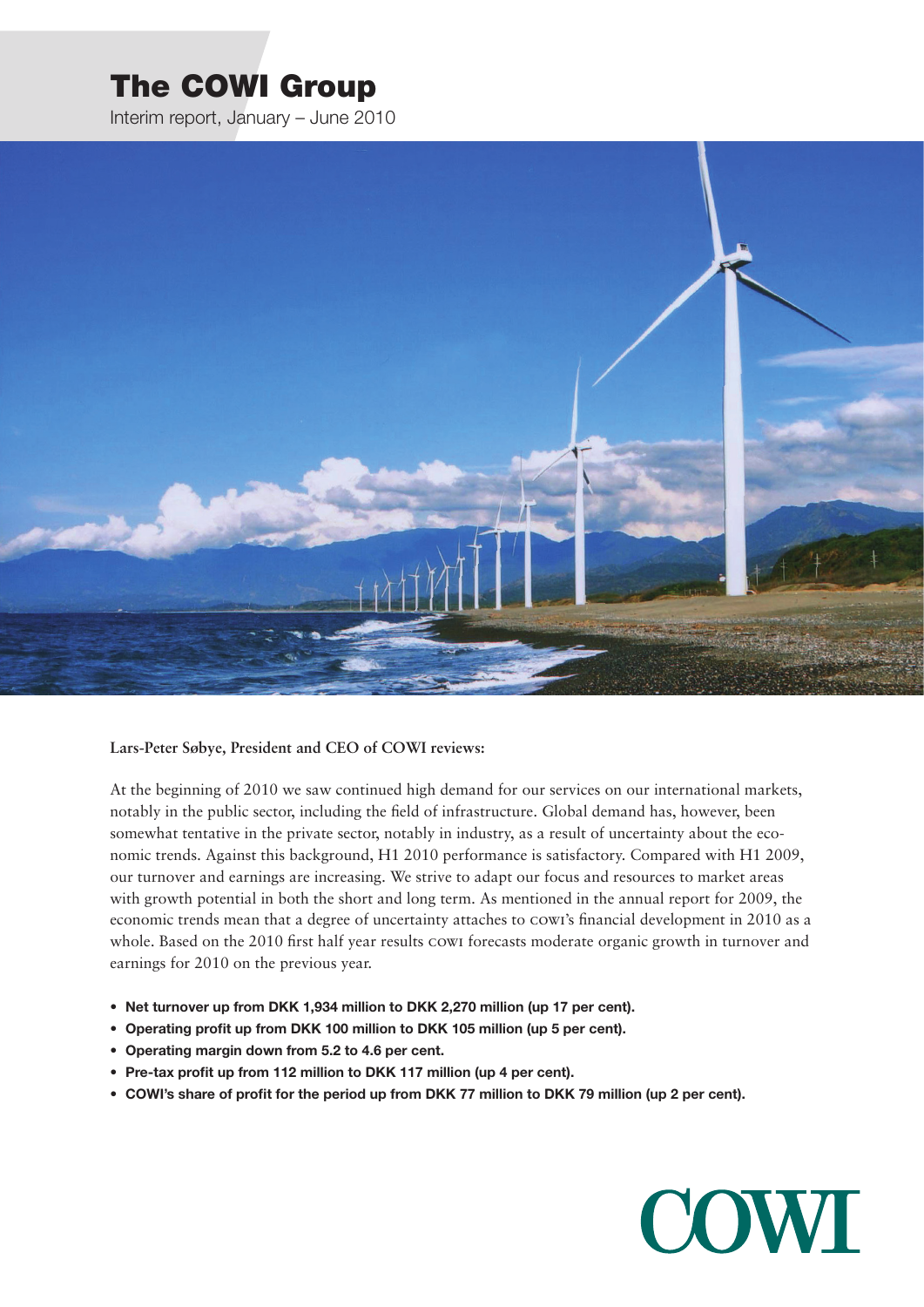# The COWI Group

Interim report, January – June 2010

**Lars-Peter Søbye, President and CEO of COWI reviews:**

At the beginning of 2010 we saw continued high demand for our services on our international markets, notably in the public sector, including the field of infrastructure. Global demand has, however, been somewhat tentative in the private sector, notably in industry, as a result of uncertainty about the economic trends. Against this background, H1 2010 performance is satisfactory. Compared with H1 2009, our turnover and earnings are increasing. We strive to adapt our focus and resources to market areas with growth potential in both the short and long term. As mentioned in the annual report for 2009, the economic trends mean that a degree of uncertainty attaches to COWI's financial development in 2010 as a whole. Based on the 2010 first half year results COWI forecasts moderate organic growth in turnover and earnings for 2010 on the previous year.

- **Net turnover up from DKK 1,934 million to DKK 2,270 million (up 17 per cent).**
- **Operating profit up from DKK 100 million to DKK 105 million (up 5 per cent).**
- **Operating margin down from 5.2 to 4.6 per cent.**
- **Pre-tax profit up from 112 million to DKK 117 million (up 4 per cent).**
- **COWI's share of profit for the period up from DKK 77 million to DKK 79 million (up 2 per cent).**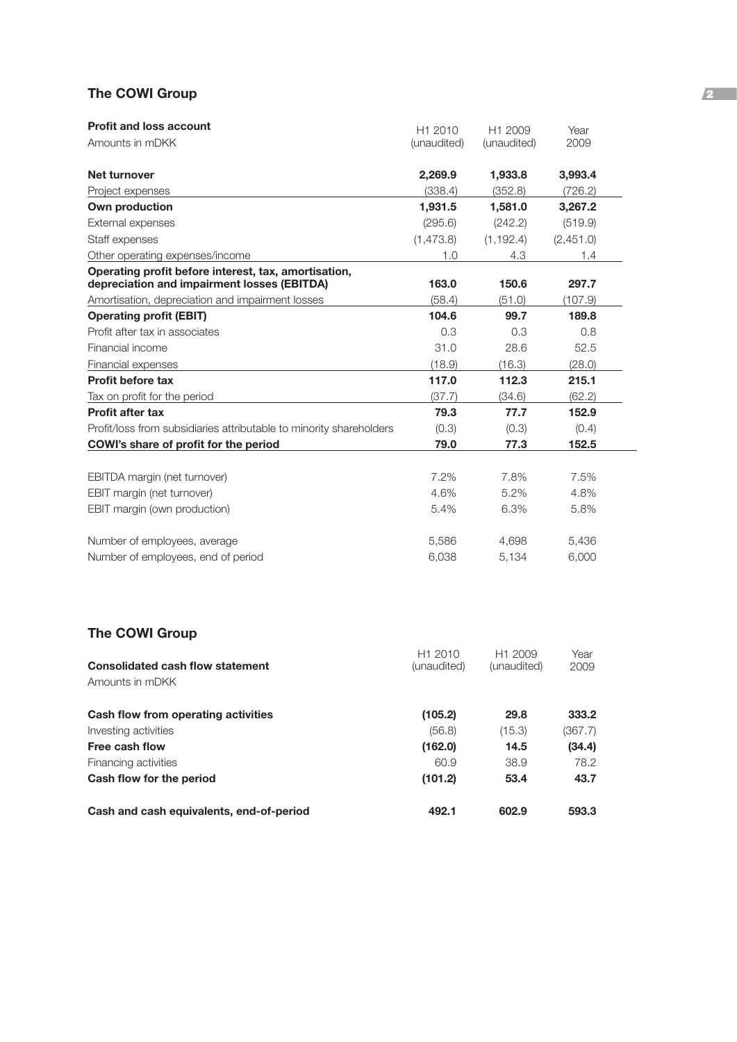## The COWI Group

| **Profit and loss account** Amounts in mDKK | H1 2010 (unaudited) | H1 2009 (unaudited) | Year 2009 |
|---|---|---|---|
| **Net turnover** | **2,269.9** | **1,933.8** | **3,993.4** |
| Project expenses | (338.4) | (352.8) | (726.2) |
| **Own production** | **1,931.5** | **1,581.0** | **3,267.2** |
| External expenses | (295.6) | (242.2) | (519.9) |
| Staff expenses | (1,473.8) | (1,192.4) | (2,451.0) |
| Other operating expenses/income | 1.0 | 4.3 | 1.4 |
| **Operating profit before interest, tax, amortisation, depreciation and impairment losses (EBITDA)** | **163.0** | **150.6** | **297.7** |
| Amortisation, depreciation and impairment losses | (58.4) | (51.0) | (107.9) |
| **Operating profit (EBIT)** | **104.6** | **99.7** | **189.8** |
| Profit after tax in associates | 0.3 | 0.3 | 0.8 |
| Financial income | 31.0 | 28.6 | 52.5 |
| Financial expenses | (18.9) | (16.3) | (28.0) |
| **Profit before tax** | **117.0** | **112.3** | **215.1** |
| Tax on profit for the period | (37.7) | (34.6) | (62.2) |
| **Profit after tax** | **79.3** | **77.7** | **152.9** |
| Profit/loss from subsidiaries attributable to minority shareholders | (0.3) | (0.3) | (0.4) |
| **COWI's share of profit for the period** | **79.0** | **77.3** | **152.5** |
| | | | |
| EBITDA margin (net turnover) | 7.2% | 7.8% | 7.5% |
| EBIT margin (net turnover) | 4.6% | 5.2% | 4.8% |
| EBIT margin (own production) | 5.4% | 6.3% | 5.8% |
| | | | |
| Number of employees, average | 5,586 | 4,698 | 5,436 |
| Number of employees, end of period | 6,038 | 5,134 | 6,000 |

## The COWI Group

| **Consolidated cash flow statement** Amounts in mDKK | H1 2010 (unaudited) | H1 2009 (unaudited) | Year 2009 |
|---|---|---|---|
| **Cash flow from operating activities** | **(105.2)** | **29.8** | **333.2** |
| Investing activities | (56.8) | (15.3) | (367.7) |
| **Free cash flow** | **(162.0)** | **14.5** | **(34.4)** |
| Financing activities | 60.9 | 38.9 | 78.2 |
| **Cash flow for the period** | **(101.2)** | **53.4** | **43.7** |
| | | | |
| **Cash and cash equivalents, end-of-period** | **492.1** | **602.9** | **593.3** |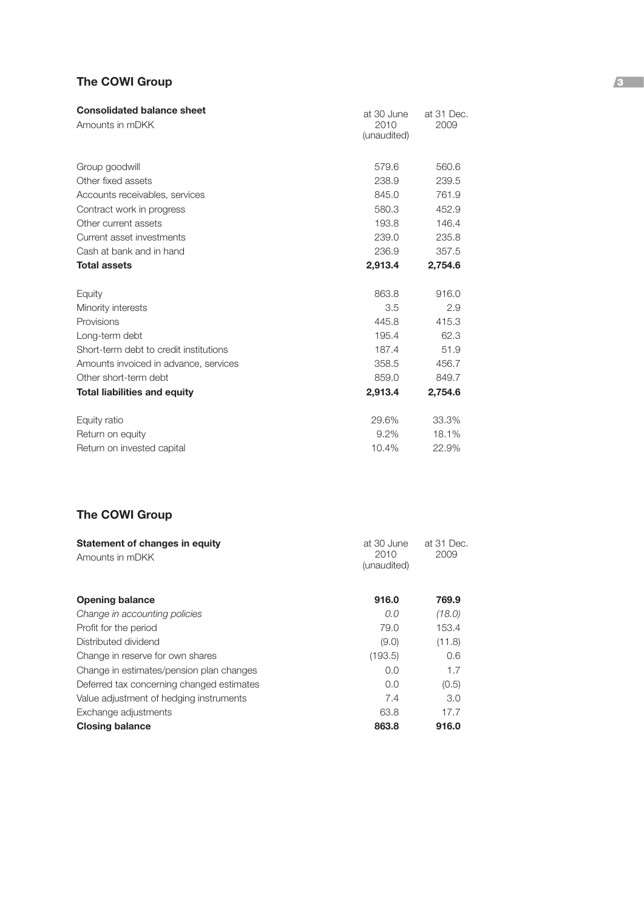## The COWI Group

| **Consolidated balance sheet**<br>Amounts in mDKK | at 30 June 2010 (unaudited) | at 31 Dec. 2009 |
|---|---|---|
| Group goodwill | 579.6 | 560.6 |
| Other fixed assets | 238.9 | 239.5 |
| Accounts receivables, services | 845.0 | 761.9 |
| Contract work in progress | 580.3 | 452.9 |
| Other current assets | 193.8 | 146.4 |
| Current asset investments | 239.0 | 235.8 |
| Cash at bank and in hand | 236.9 | 357.5 |
| **Total assets** | **2,913.4** | **2,754.6** |
| | | |
| Equity | 863.8 | 916.0 |
| Minority interests | 3.5 | 2.9 |
| Provisions | 445.8 | 415.3 |
| Long-term debt | 195.4 | 62.3 |
| Short-term debt to credit institutions | 187.4 | 51.9 |
| Amounts invoiced in advance, services | 358.5 | 456.7 |
| Other short-term debt | 859.0 | 849.7 |
| **Total liabilities and equity** | **2,913.4** | **2,754.6** |
| | | |
| Equity ratio | 29.6% | 33.3% |
| Return on equity | 9.2% | 18.1% |
| Return on invested capital | 10.4% | 22.9% |

## The COWI Group

| **Statement of changes in equity**<br>Amounts in mDKK | at 30 June 2010 (unaudited) | at 31 Dec. 2009 |
|---|---|---|
| **Opening balance** | **916.0** | **769.9** |
| *Change in accounting policies* | *0.0* | *(18.0)* |
| Profit for the period | 79.0 | 153.4 |
| Distributed dividend | (9.0) | (11.8) |
| Change in reserve for own shares | (193.5) | 0.6 |
| Change in estimates/pension plan changes | 0.0 | 1.7 |
| Deferred tax concerning changed estimates | 0.0 | (0.5) |
| Value adjustment of hedging instruments | 7.4 | 3.0 |
| Exchange adjustments | 63.8 | 17.7 |
| **Closing balance** | **863.8** | **916.0** |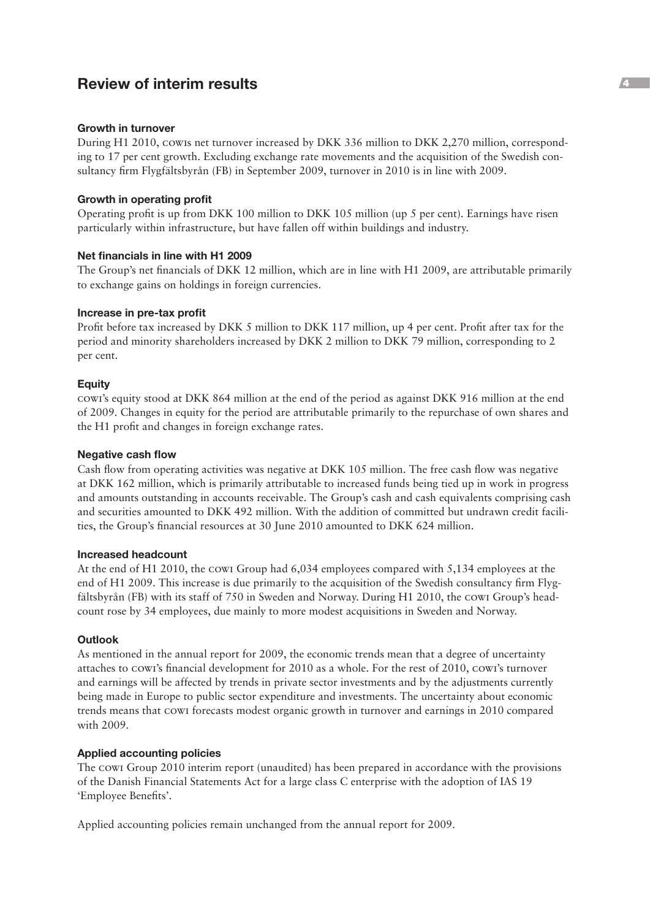# Review of interim results

### Growth in turnover

During H1 2010, COWIs net turnover increased by DKK 336 million to DKK 2,270 million, corresponding to 17 per cent growth. Excluding exchange rate movements and the acquisition of the Swedish consultancy firm Flygfältsbyrån (FB) in September 2009, turnover in 2010 is in line with 2009.

### Growth in operating profit

Operating profit is up from DKK 100 million to DKK 105 million (up 5 per cent). Earnings have risen particularly within infrastructure, but have fallen off within buildings and industry.

### Net financials in line with H1 2009

The Group's net financials of DKK 12 million, which are in line with H1 2009, are attributable primarily to exchange gains on holdings in foreign currencies.

### Increase in pre-tax profit

Profit before tax increased by DKK 5 million to DKK 117 million, up 4 per cent. Profit after tax for the period and minority shareholders increased by DKK 2 million to DKK 79 million, corresponding to 2 per cent.

### Equity

COWI's equity stood at DKK 864 million at the end of the period as against DKK 916 million at the end of 2009. Changes in equity for the period are attributable primarily to the repurchase of own shares and the H1 profit and changes in foreign exchange rates.

### Negative cash flow

Cash flow from operating activities was negative at DKK 105 million. The free cash flow was negative at DKK 162 million, which is primarily attributable to increased funds being tied up in work in progress and amounts outstanding in accounts receivable. The Group's cash and cash equivalents comprising cash and securities amounted to DKK 492 million. With the addition of committed but undrawn credit facilities, the Group's financial resources at 30 June 2010 amounted to DKK 624 million.

### Increased headcount

At the end of H1 2010, the COWI Group had 6,034 employees compared with 5,134 employees at the end of H1 2009. This increase is due primarily to the acquisition of the Swedish consultancy firm Flygfältsbyrån (FB) with its staff of 750 in Sweden and Norway. During H1 2010, the COWI Group's headcount rose by 34 employees, due mainly to more modest acquisitions in Sweden and Norway.

### Outlook

As mentioned in the annual report for 2009, the economic trends mean that a degree of uncertainty attaches to COWI's financial development for 2010 as a whole. For the rest of 2010, COWI's turnover and earnings will be affected by trends in private sector investments and by the adjustments currently being made in Europe to public sector expenditure and investments. The uncertainty about economic trends means that COWI forecasts modest organic growth in turnover and earnings in 2010 compared with 2009.

### Applied accounting policies

The COWI Group 2010 interim report (unaudited) has been prepared in accordance with the provisions of the Danish Financial Statements Act for a large class C enterprise with the adoption of IAS 19 'Employee Benefits'.

Applied accounting policies remain unchanged from the annual report for 2009.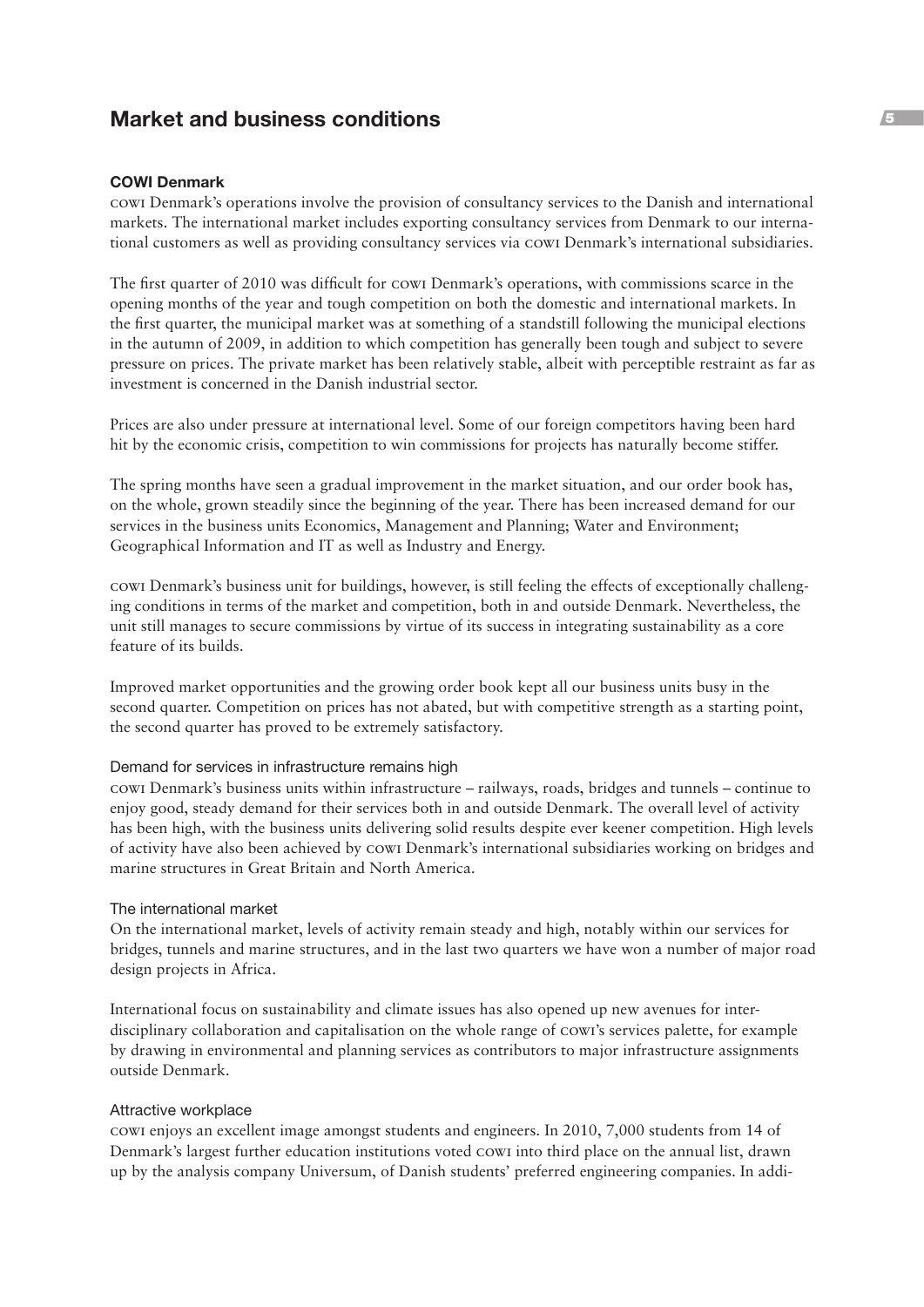## Market and business conditions

### COWI Denmark

COWI Denmark's operations involve the provision of consultancy services to the Danish and international markets. The international market includes exporting consultancy services from Denmark to our international customers as well as providing consultancy services via COWI Denmark's international subsidiaries.

The first quarter of 2010 was difficult for COWI Denmark's operations, with commissions scarce in the opening months of the year and tough competition on both the domestic and international markets. In the first quarter, the municipal market was at something of a standstill following the municipal elections in the autumn of 2009, in addition to which competition has generally been tough and subject to severe pressure on prices. The private market has been relatively stable, albeit with perceptible restraint as far as investment is concerned in the Danish industrial sector.

Prices are also under pressure at international level. Some of our foreign competitors having been hard hit by the economic crisis, competition to win commissions for projects has naturally become stiffer.

The spring months have seen a gradual improvement in the market situation, and our order book has, on the whole, grown steadily since the beginning of the year. There has been increased demand for our services in the business units Economics, Management and Planning; Water and Environment; Geographical Information and IT as well as Industry and Energy.

COWI Denmark's business unit for buildings, however, is still feeling the effects of exceptionally challenging conditions in terms of the market and competition, both in and outside Denmark. Nevertheless, the unit still manages to secure commissions by virtue of its success in integrating sustainability as a core feature of its builds.

Improved market opportunities and the growing order book kept all our business units busy in the second quarter. Competition on prices has not abated, but with competitive strength as a starting point, the second quarter has proved to be extremely satisfactory.

#### Demand for services in infrastructure remains high

COWI Denmark's business units within infrastructure – railways, roads, bridges and tunnels – continue to enjoy good, steady demand for their services both in and outside Denmark. The overall level of activity has been high, with the business units delivering solid results despite ever keener competition. High levels of activity have also been achieved by COWI Denmark's international subsidiaries working on bridges and marine structures in Great Britain and North America.

#### The international market

On the international market, levels of activity remain steady and high, notably within our services for bridges, tunnels and marine structures, and in the last two quarters we have won a number of major road design projects in Africa.

International focus on sustainability and climate issues has also opened up new avenues for interdisciplinary collaboration and capitalisation on the whole range of COWI's services palette, for example by drawing in environmental and planning services as contributors to major infrastructure assignments outside Denmark.

#### Attractive workplace

COWI enjoys an excellent image amongst students and engineers. In 2010, 7,000 students from 14 of Denmark's largest further education institutions voted COWI into third place on the annual list, drawn up by the analysis company Universum, of Danish students' preferred engineering companies. In addi-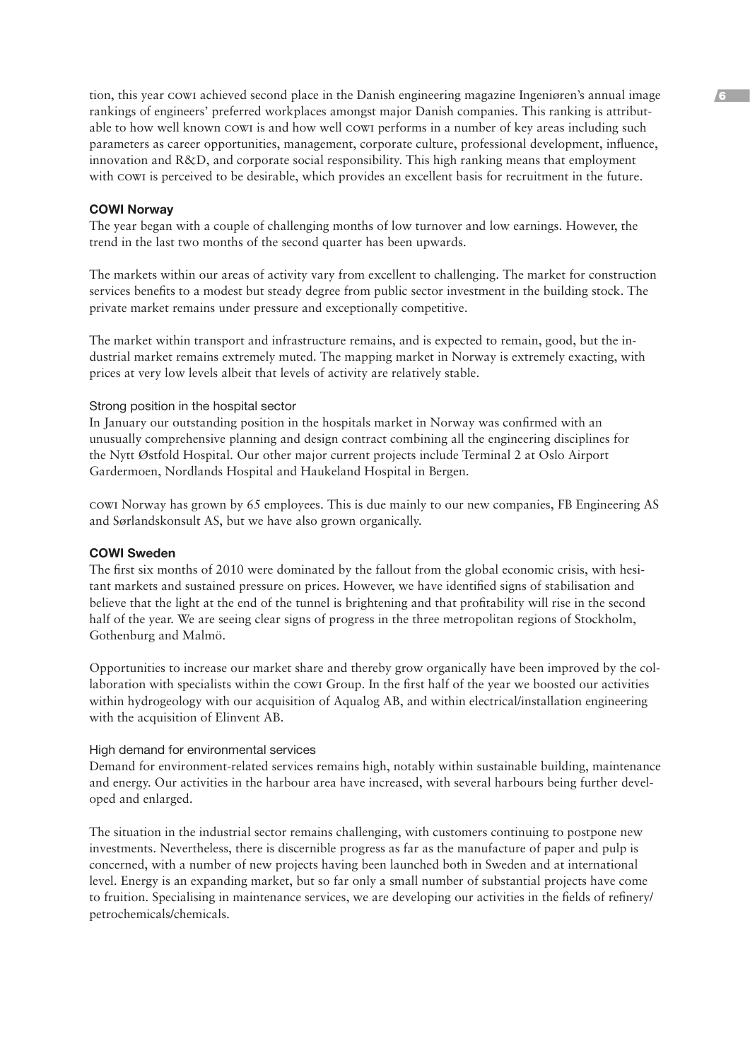tion, this year COWI achieved second place in the Danish engineering magazine Ingeniøren's annual image rankings of engineers' preferred workplaces amongst major Danish companies. This ranking is attributable to how well known COWI is and how well COWI performs in a number of key areas including such parameters as career opportunities, management, corporate culture, professional development, influence, innovation and R&D, and corporate social responsibility. This high ranking means that employment with COWI is perceived to be desirable, which provides an excellent basis for recruitment in the future.

### COWI Norway

The year began with a couple of challenging months of low turnover and low earnings. However, the trend in the last two months of the second quarter has been upwards.

The markets within our areas of activity vary from excellent to challenging. The market for construction services benefits to a modest but steady degree from public sector investment in the building stock. The private market remains under pressure and exceptionally competitive.

The market within transport and infrastructure remains, and is expected to remain, good, but the industrial market remains extremely muted. The mapping market in Norway is extremely exacting, with prices at very low levels albeit that levels of activity are relatively stable.

#### Strong position in the hospital sector

In January our outstanding position in the hospitals market in Norway was confirmed with an unusually comprehensive planning and design contract combining all the engineering disciplines for the Nytt Østfold Hospital. Our other major current projects include Terminal 2 at Oslo Airport Gardermoen, Nordlands Hospital and Haukeland Hospital in Bergen.

COWI Norway has grown by 65 employees. This is due mainly to our new companies, FB Engineering AS and Sørlandskonsult AS, but we have also grown organically.

### COWI Sweden

The first six months of 2010 were dominated by the fallout from the global economic crisis, with hesitant markets and sustained pressure on prices. However, we have identified signs of stabilisation and believe that the light at the end of the tunnel is brightening and that profitability will rise in the second half of the year. We are seeing clear signs of progress in the three metropolitan regions of Stockholm, Gothenburg and Malmö.

Opportunities to increase our market share and thereby grow organically have been improved by the collaboration with specialists within the COWI Group. In the first half of the year we boosted our activities within hydrogeology with our acquisition of Aqualog AB, and within electrical/installation engineering with the acquisition of Elinvent AB.

#### High demand for environmental services

Demand for environment-related services remains high, notably within sustainable building, maintenance and energy. Our activities in the harbour area have increased, with several harbours being further developed and enlarged.

The situation in the industrial sector remains challenging, with customers continuing to postpone new investments. Nevertheless, there is discernible progress as far as the manufacture of paper and pulp is concerned, with a number of new projects having been launched both in Sweden and at international level. Energy is an expanding market, but so far only a small number of substantial projects have come to fruition. Specialising in maintenance services, we are developing our activities in the fields of refinery/petrochemicals/chemicals.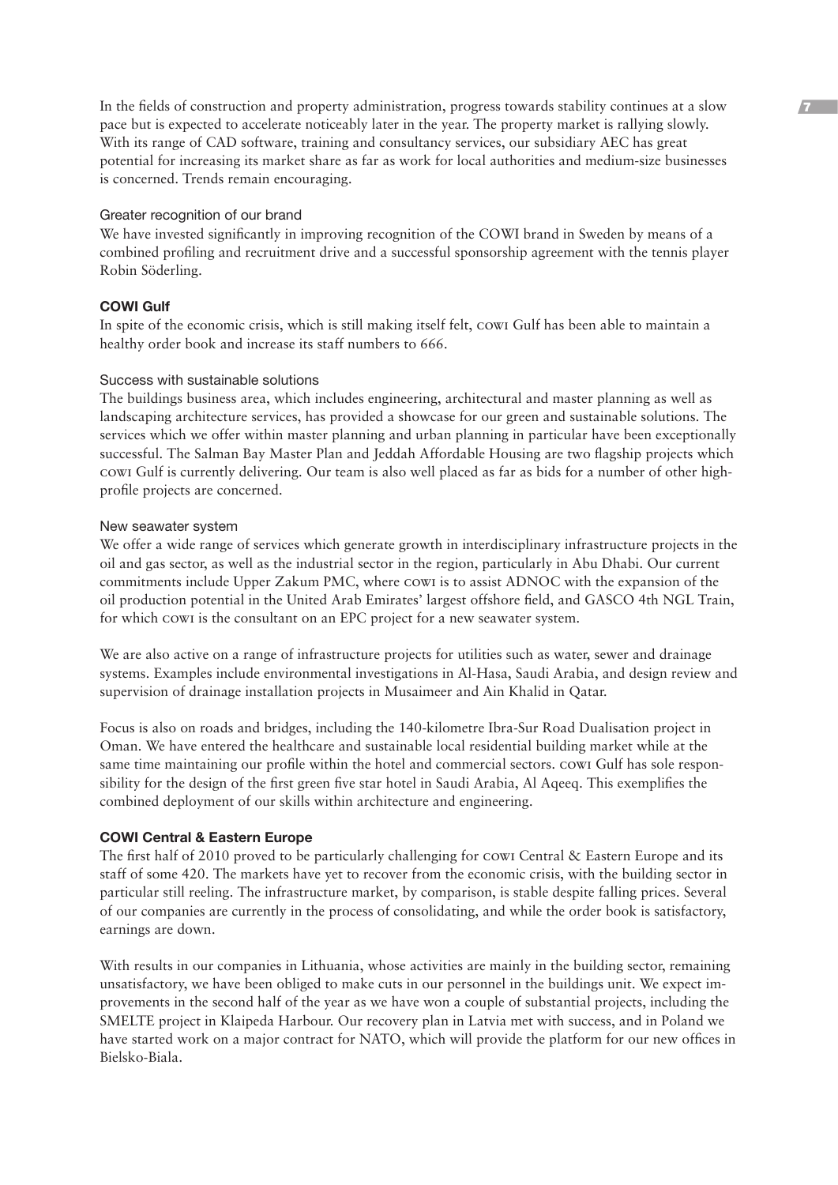In the fields of construction and property administration, progress towards stability continues at a slow pace but is expected to accelerate noticeably later in the year. The property market is rallying slowly. With its range of CAD software, training and consultancy services, our subsidiary AEC has great potential for increasing its market share as far as work for local authorities and medium-size businesses is concerned. Trends remain encouraging.

### Greater recognition of our brand

We have invested significantly in improving recognition of the COWI brand in Sweden by means of a combined profiling and recruitment drive and a successful sponsorship agreement with the tennis player Robin Söderling.

## COWI Gulf

In spite of the economic crisis, which is still making itself felt, COWI Gulf has been able to maintain a healthy order book and increase its staff numbers to 666.

### Success with sustainable solutions

The buildings business area, which includes engineering, architectural and master planning as well as landscaping architecture services, has provided a showcase for our green and sustainable solutions. The services which we offer within master planning and urban planning in particular have been exceptionally successful. The Salman Bay Master Plan and Jeddah Affordable Housing are two flagship projects which COWI Gulf is currently delivering. Our team is also well placed as far as bids for a number of other high-profile projects are concerned.

### New seawater system

We offer a wide range of services which generate growth in interdisciplinary infrastructure projects in the oil and gas sector, as well as the industrial sector in the region, particularly in Abu Dhabi. Our current commitments include Upper Zakum PMC, where COWI is to assist ADNOC with the expansion of the oil production potential in the United Arab Emirates' largest offshore field, and GASCO 4th NGL Train, for which COWI is the consultant on an EPC project for a new seawater system.

We are also active on a range of infrastructure projects for utilities such as water, sewer and drainage systems. Examples include environmental investigations in Al-Hasa, Saudi Arabia, and design review and supervision of drainage installation projects in Musaimeer and Ain Khalid in Qatar.

Focus is also on roads and bridges, including the 140-kilometre Ibra-Sur Road Dualisation project in Oman. We have entered the healthcare and sustainable local residential building market while at the same time maintaining our profile within the hotel and commercial sectors. COWI Gulf has sole responsibility for the design of the first green five star hotel in Saudi Arabia, Al Aqeeq. This exemplifies the combined deployment of our skills within architecture and engineering.

## COWI Central & Eastern Europe

The first half of 2010 proved to be particularly challenging for COWI Central & Eastern Europe and its staff of some 420. The markets have yet to recover from the economic crisis, with the building sector in particular still reeling. The infrastructure market, by comparison, is stable despite falling prices. Several of our companies are currently in the process of consolidating, and while the order book is satisfactory, earnings are down.

With results in our companies in Lithuania, whose activities are mainly in the building sector, remaining unsatisfactory, we have been obliged to make cuts in our personnel in the buildings unit. We expect improvements in the second half of the year as we have won a couple of substantial projects, including the SMELTE project in Klaipeda Harbour. Our recovery plan in Latvia met with success, and in Poland we have started work on a major contract for NATO, which will provide the platform for our new offices in Bielsko-Biala.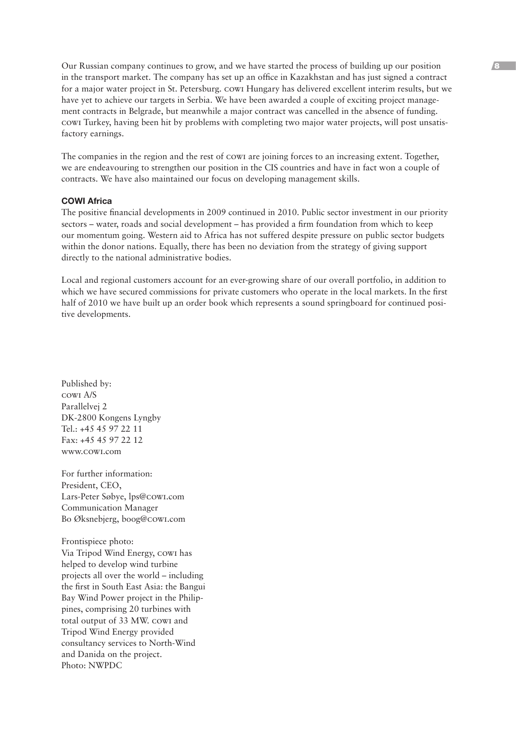Our Russian company continues to grow, and we have started the process of building up our position in the transport market. The company has set up an office in Kazakhstan and has just signed a contract for a major water project in St. Petersburg. COWI Hungary has delivered excellent interim results, but we have yet to achieve our targets in Serbia. We have been awarded a couple of exciting project management contracts in Belgrade, but meanwhile a major contract was cancelled in the absence of funding. COWI Turkey, having been hit by problems with completing two major water projects, will post unsatisfactory earnings.

The companies in the region and the rest of COWI are joining forces to an increasing extent. Together, we are endeavouring to strengthen our position in the CIS countries and have in fact won a couple of contracts. We have also maintained our focus on developing management skills.

**COWI Africa**

The positive financial developments in 2009 continued in 2010. Public sector investment in our priority sectors – water, roads and social development – has provided a firm foundation from which to keep our momentum going. Western aid to Africa has not suffered despite pressure on public sector budgets within the donor nations. Equally, there has been no deviation from the strategy of giving support directly to the national administrative bodies.

Local and regional customers account for an ever-growing share of our overall portfolio, in addition to which we have secured commissions for private customers who operate in the local markets. In the first half of 2010 we have built up an order book which represents a sound springboard for continued positive developments.

Published by:
COWI A/S
Parallelvej 2
DK-2800 Kongens Lyngby
Tel.: +45 45 97 22 11
Fax: +45 45 97 22 12
www.cowi.com

For further information:
President, CEO,
Lars-Peter Søbye, lps@cowi.com
Communication Manager
Bo Øksnebjerg, boog@cowi.com

Frontispiece photo:
Via Tripod Wind Energy, COWI has helped to develop wind turbine projects all over the world – including the first in South East Asia: the Bangui Bay Wind Power project in the Philippines, comprising 20 turbines with total output of 33 MW. COWI and Tripod Wind Energy provided consultancy services to North-Wind and Danida on the project.
Photo: NWPDC